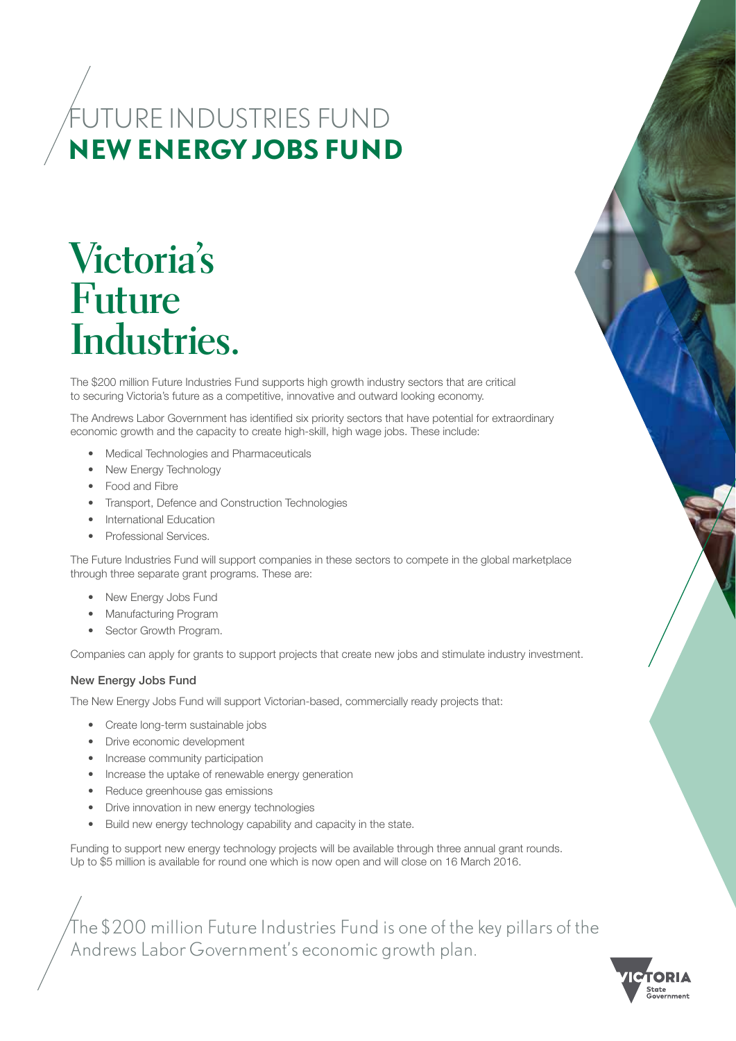# FUTURE INDUSTRIES FUND
# NEW ENERGY JOBS FUND

## Victoria's Future Industries.

The $200 million Future Industries Fund supports high growth industry sectors that are critical to securing Victoria's future as a competitive, innovative and outward looking economy.

The Andrews Labor Government has identified six priority sectors that have potential for extraordinary economic growth and the capacity to create high-skill, high wage jobs. These include:

- Medical Technologies and Pharmaceuticals
- New Energy Technology
- Food and Fibre
- Transport, Defence and Construction Technologies
- International Education
- Professional Services.

The Future Industries Fund will support companies in these sectors to compete in the global marketplace through three separate grant programs. These are:

- New Energy Jobs Fund
- Manufacturing Program
- Sector Growth Program.

Companies can apply for grants to support projects that create new jobs and stimulate industry investment.

### New Energy Jobs Fund

The New Energy Jobs Fund will support Victorian-based, commercially ready projects that:

- Create long-term sustainable jobs
- Drive economic development
- Increase community participation
- Increase the uptake of renewable energy generation
- Reduce greenhouse gas emissions
- Drive innovation in new energy technologies
- Build new energy technology capability and capacity in the state.

Funding to support new energy technology projects will be available through three annual grant rounds. Up to $5 million is available for round one which is now open and will close on 16 March 2016.

The $200 million Future Industries Fund is one of the key pillars of the Andrews Labor Government's economic growth plan.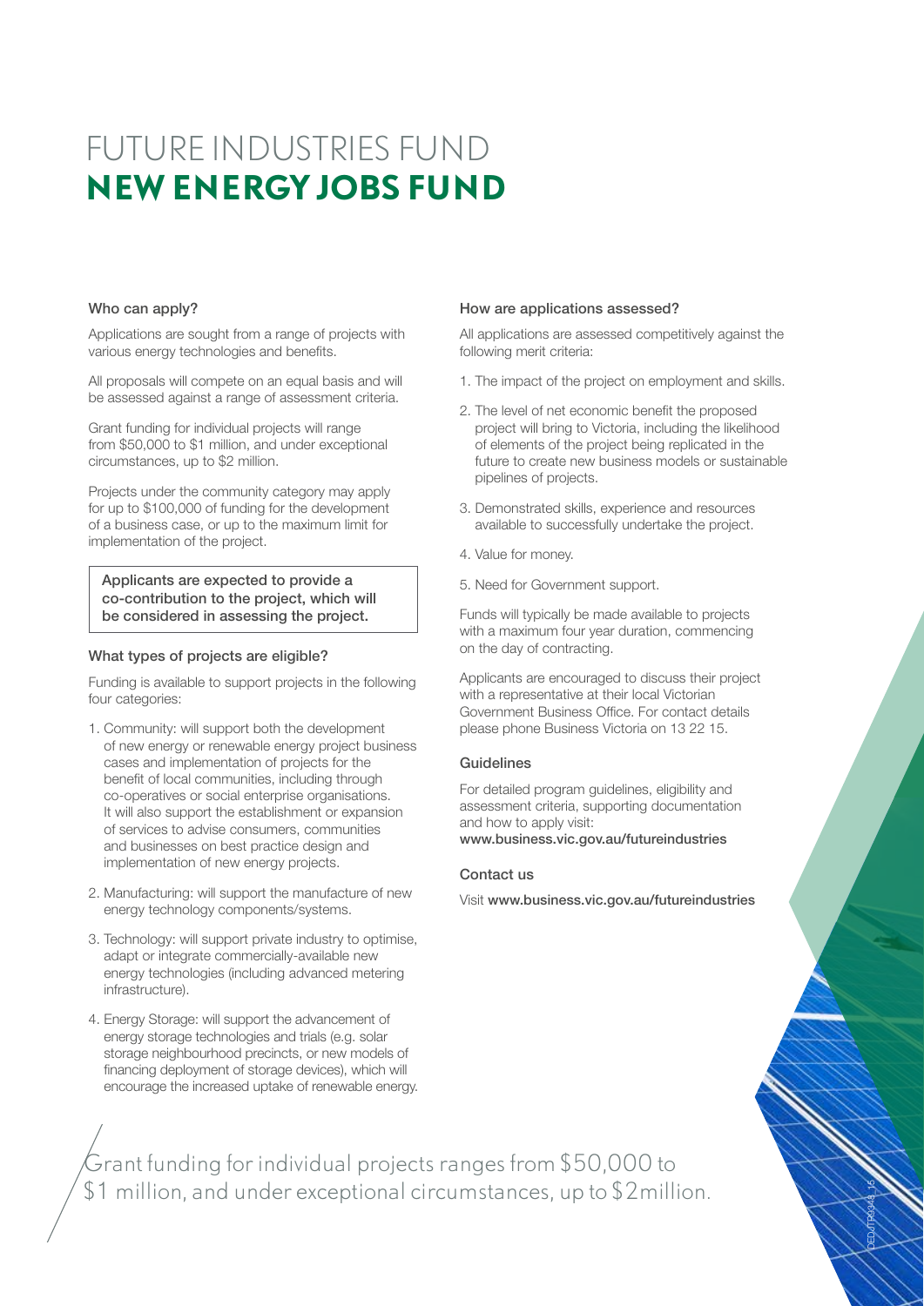# FUTURE INDUSTRIES FUND
# NEW ENERGY JOBS FUND

### Who can apply?

Applications are sought from a range of projects with various energy technologies and benefits.

All proposals will compete on an equal basis and will be assessed against a range of assessment criteria.

Grant funding for individual projects will range from $50,000 to $1 million, and under exceptional circumstances, up to $2 million.

Projects under the community category may apply for up to $100,000 of funding for the development of a business case, or up to the maximum limit for implementation of the project.

**Applicants are expected to provide a co-contribution to the project, which will be considered in assessing the project.**

### What types of projects are eligible?

Funding is available to support projects in the following four categories:

1. Community: will support both the development of new energy or renewable energy project business cases and implementation of projects for the benefit of local communities, including through co-operatives or social enterprise organisations. It will also support the establishment or expansion of services to advise consumers, communities and businesses on best practice design and implementation of new energy projects.
2. Manufacturing: will support the manufacture of new energy technology components/systems.
3. Technology: will support private industry to optimise, adapt or integrate commercially-available new energy technologies (including advanced metering infrastructure).
4. Energy Storage: will support the advancement of energy storage technologies and trials (e.g. solar storage neighbourhood precincts, or new models of financing deployment of storage devices), which will encourage the increased uptake of renewable energy.

### How are applications assessed?

All applications are assessed competitively against the following merit criteria:

1. The impact of the project on employment and skills.
2. The level of net economic benefit the proposed project will bring to Victoria, including the likelihood of elements of the project being replicated in the future to create new business models or sustainable pipelines of projects.
3. Demonstrated skills, experience and resources available to successfully undertake the project.
4. Value for money.
5. Need for Government support.

Funds will typically be made available to projects with a maximum four year duration, commencing on the day of contracting.

Applicants are encouraged to discuss their project with a representative at their local Victorian Government Business Office. For contact details please phone Business Victoria on 13 22 15.

### Guidelines

For detailed program guidelines, eligibility and assessment criteria, supporting documentation and how to apply visit:
**www.business.vic.gov.au/futureindustries**

### Contact us

Visit **www.business.vic.gov.au/futureindustries**

Grant funding for individual projects ranges from $50,000 to $1 million, and under exceptional circumstances, up to $2million.